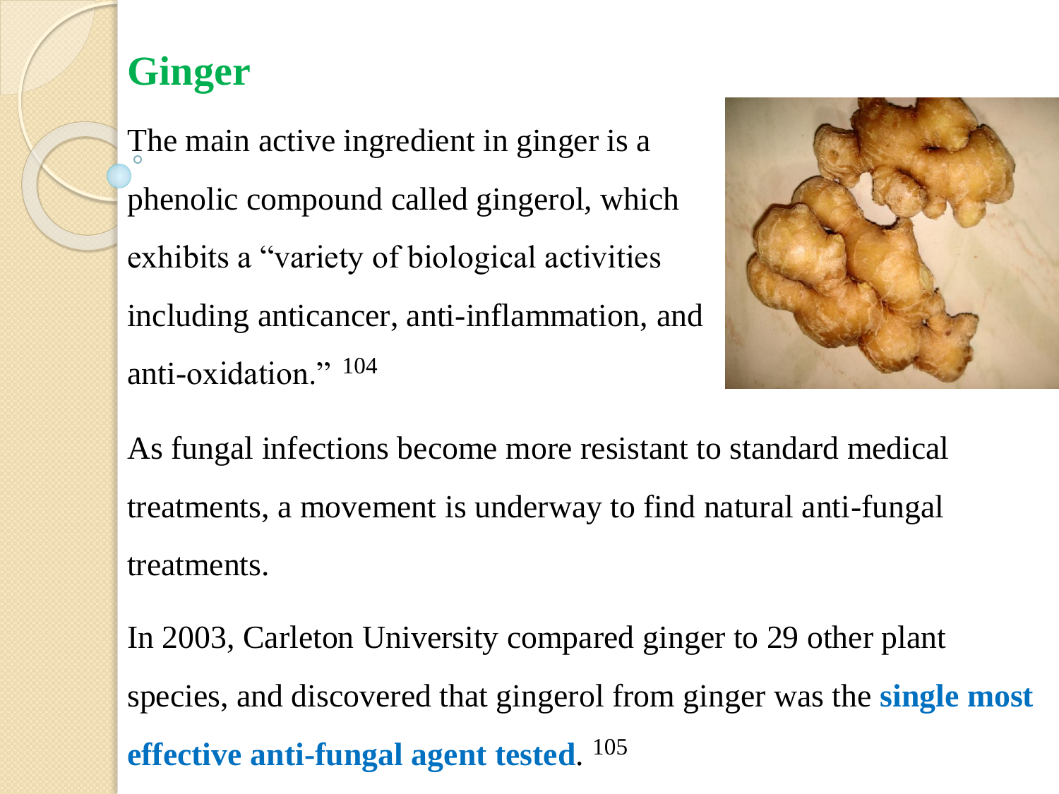## Ginger

The main active ingredient in ginger is a phenolic compound called gingerol, which exhibits a “variety of biological activities including anticancer, anti-inflammation, and anti-oxidation.” [104]

As fungal infections become more resistant to standard medical treatments, a movement is underway to find natural anti-fungal treatments.

In 2003, Carleton University compared ginger to 29 other plant species, and discovered that gingerol from ginger was the **single most effective anti-fungal agent tested**. [105]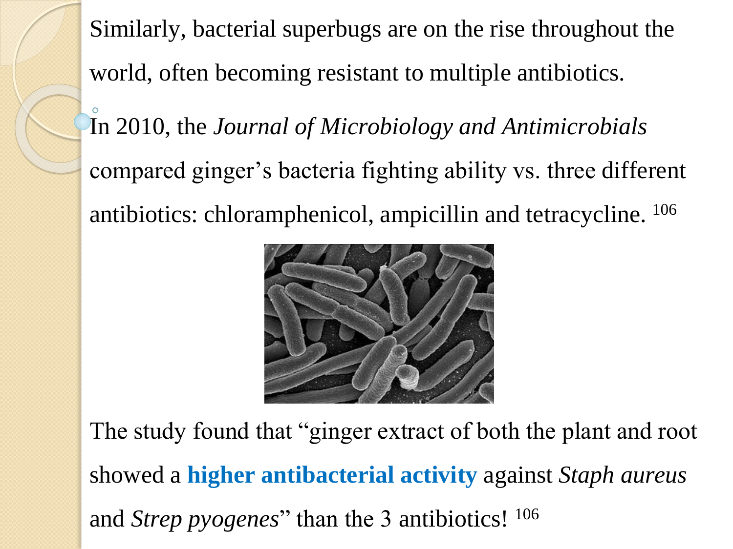Similarly, bacterial superbugs are on the rise throughout the world, often becoming resistant to multiple antibiotics.

In 2010, the *Journal of Microbiology and Antimicrobials* compared ginger's bacteria fighting ability vs. three different antibiotics: chloramphenicol, ampicillin and tetracycline. [106]

The study found that "ginger extract of both the plant and root showed a **higher antibacterial activity** against *Staph aureus* and *Strep pyogenes*" than the 3 antibiotics! [106]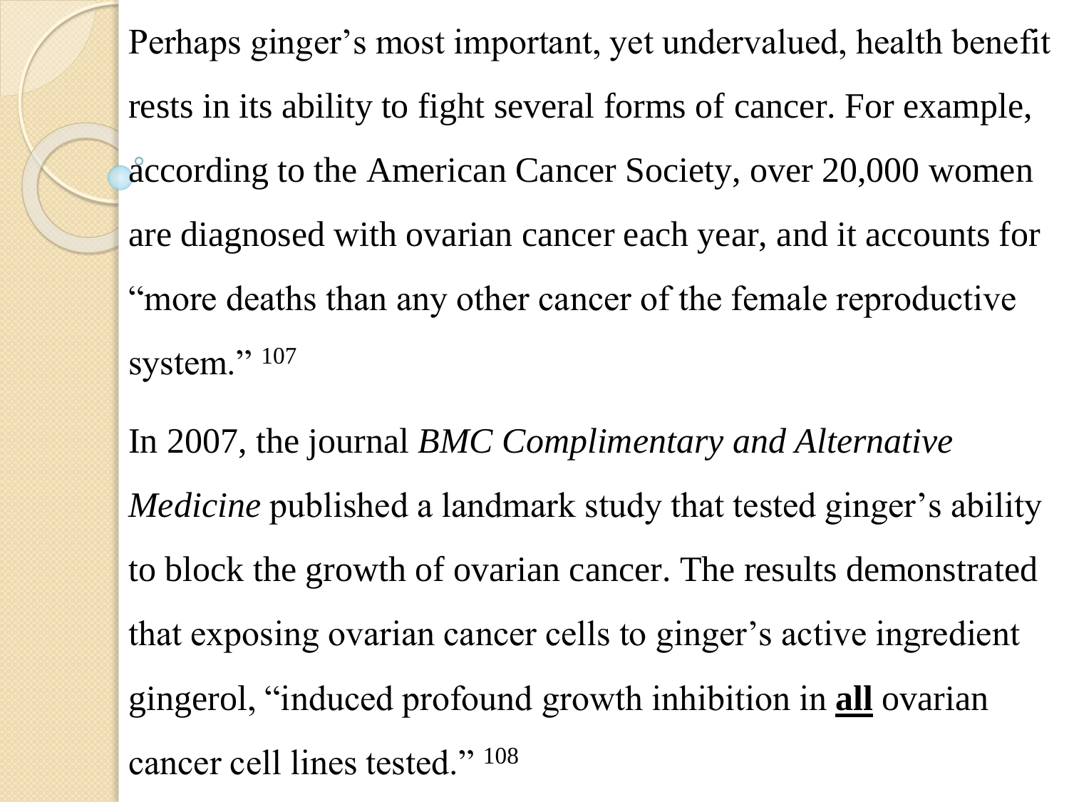Perhaps ginger's most important, yet undervalued, health benefit rests in its ability to fight several forms of cancer. For example, according to the American Cancer Society, over 20,000 women are diagnosed with ovarian cancer each year, and it accounts for "more deaths than any other cancer of the female reproductive system." [107]

In 2007, the journal *BMC Complimentary and Alternative Medicine* published a landmark study that tested ginger's ability to block the growth of ovarian cancer. The results demonstrated that exposing ovarian cancer cells to ginger's active ingredient gingerol, "induced profound growth inhibition in <u>**all**</u> ovarian cancer cell lines tested." [108]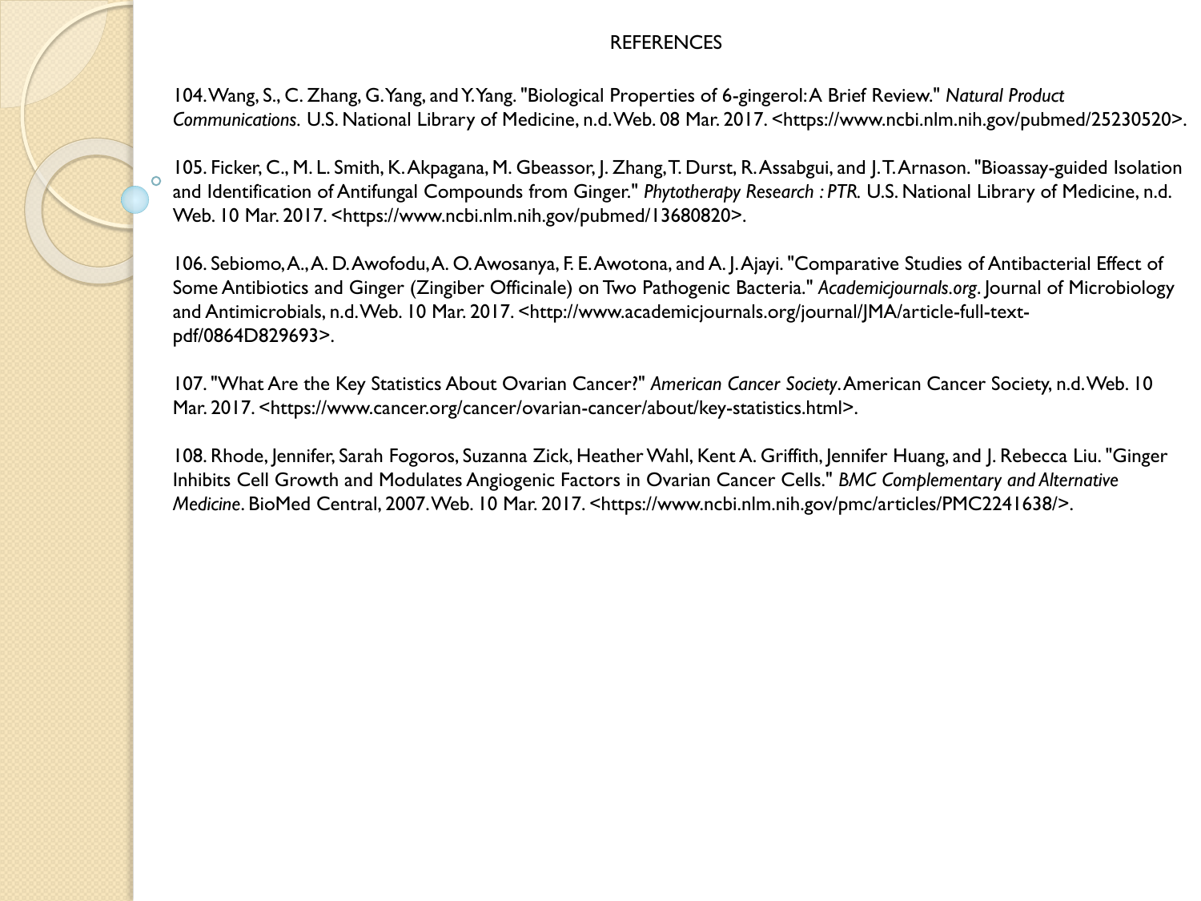# REFERENCES

104. Wang, S., C. Zhang, G. Yang, and Y. Yang. "Biological Properties of 6-gingerol: A Brief Review." *Natural Product Communications.* U.S. National Library of Medicine, n.d. Web. 08 Mar. 2017. <https://www.ncbi.nlm.nih.gov/pubmed/25230520>.

105. Ficker, C., M. L. Smith, K. Akpagana, M. Gbeassor, J. Zhang, T. Durst, R. Assabgui, and J. T. Arnason. "Bioassay-guided Isolation and Identification of Antifungal Compounds from Ginger." *Phytotherapy Research : PTR.* U.S. National Library of Medicine, n.d. Web. 10 Mar. 2017. <https://www.ncbi.nlm.nih.gov/pubmed/13680820>.

106. Sebiomo, A., A. D. Awofodu, A. O. Awosanya, F. E. Awotona, and A. J. Ajayi. "Comparative Studies of Antibacterial Effect of Some Antibiotics and Ginger (Zingiber Officinale) on Two Pathogenic Bacteria." *Academicjournals.org*. Journal of Microbiology and Antimicrobials, n.d. Web. 10 Mar. 2017. <http://www.academicjournals.org/journal/JMA/article-full-text-pdf/0864D829693>.

107. "What Are the Key Statistics About Ovarian Cancer?" *American Cancer Society*. American Cancer Society, n.d. Web. 10 Mar. 2017. <https://www.cancer.org/cancer/ovarian-cancer/about/key-statistics.html>.

108. Rhode, Jennifer, Sarah Fogoros, Suzanna Zick, Heather Wahl, Kent A. Griffith, Jennifer Huang, and J. Rebecca Liu. "Ginger Inhibits Cell Growth and Modulates Angiogenic Factors in Ovarian Cancer Cells." *BMC Complementary and Alternative Medicine*. BioMed Central, 2007. Web. 10 Mar. 2017. <https://www.ncbi.nlm.nih.gov/pmc/articles/PMC2241638/>.